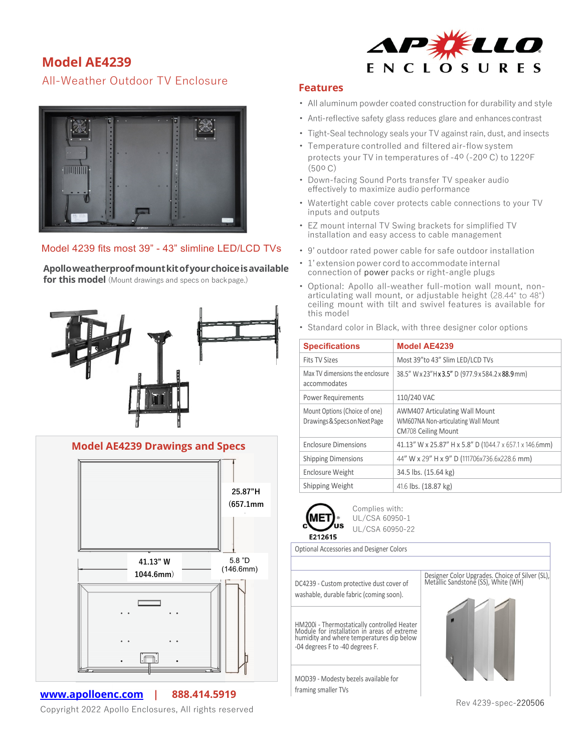# Model AE4239

## All-Weather Outdoor TV Enclosure

Model 4239 fits most 39" - 43" slimline LED/LCD TVs

**Apollo weatherproof mount kit of your choice is available for this model** (Mount drawings and specs on back page.)

## Model AE4239 Drawings and Specs

25.87"H (657.1mm)

41.13" W 1044.6mm)

5.8 "D (146.6mm)

## Features

- All aluminum powder coated construction for durability and style
- Anti-reflective safety glass reduces glare and enhances contrast
- Tight-Seal technology seals your TV against rain, dust, and insects
- Temperature controlled and filtered air-flow system protects your TV in temperatures of -4º (-20º C) to 122ºF (50º C)
- Down-facing Sound Ports transfer TV speaker audio effectively to maximize audio performance
- Watertight cable cover protects cable connections to your TV inputs and outputs
- EZ mount internal TV Swing brackets for simplified TV installation and easy access to cable management
- 9' outdoor rated power cable for safe outdoor installation
- 1' extension power cord to accommodate internal connection of power packs or right-angle plugs
- Optional: Apollo all-weather full-motion wall mount, non-articulating wall mount, or adjustable height (28.44" to 48") ceiling mount with tilt and swivel features is available for this model
- Standard color in Black, with three designer color options

| Specifications | Model AE4239 |
|---|---|
| Fits TV Sizes | Most 39"to 43" Slim LED/LCD TVs |
| Max TV dimensions the enclosure accommodates | 38.5" W x 23"H x 3.5" D (977.9 x 584.2 x 88.9 mm) |
| Power Requirements | 110/240 VAC |
| Mount Options (Choice of one) Drawings & Specs on Next Page | AWM407 Articulating Wall Mount<br>WM607NA Non-articulating Wall Mount<br>CM708 Ceiling Mount |
| Enclosure Dimensions | 41.13" W x 25.87" H x 5.8" D (1044.7 x 657.1 x 146.6mm) |
| Shipping Dimensions | 44" W x 29" H x 9" D (111706x736.6x228.6 mm) |
| Enclosure Weight | 34.5 lbs. (15.64 kg) |
| Shipping Weight | 41.6 lbs. (18.87 kg) |

MET c us E212615

Complies with:
UL/CSA 60950-1
UL/CSA 60950-22

| Optional Accessories and Designer Colors | |
|---|---|
| DC4239 - Custom protective dust cover of washable, durable fabric (coming soon). | Designer Color Upgrades. Choice of Silver (SL), Metallic Sandstone (SS), White (WH) |
| HM200i - Thermostatically controlled Heater Module for installation in areas of extreme humidity and where temperatures dip below -04 degrees F to -40 degrees F. | |
| MOD39 - Modesty bezels available for framing smaller TVs | |

www.apolloenc.com | 888.414.5919

Copyright 2022 Apollo Enclosures, All rights reserved

Rev 4239-spec-220506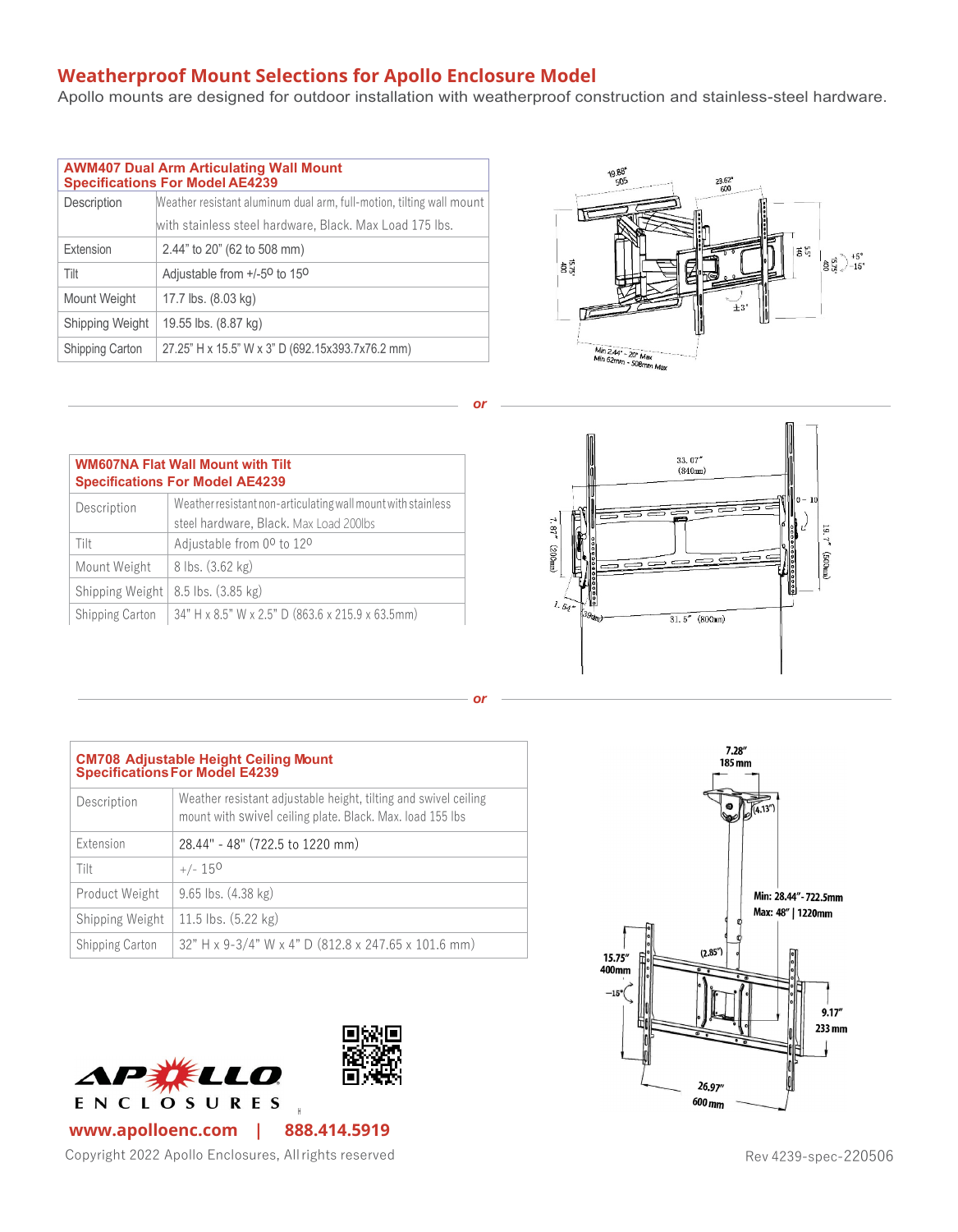# Weatherproof Mount Selections for Apollo Enclosure Model

Apollo mounts are designed for outdoor installation with weatherproof construction and stainless-steel hardware.

| AWM407 Dual Arm Articulating Wall Mount Specifications For Model AE4239 | |
|---|---|
| Description | Weather resistant aluminum dual arm, full-motion, tilting wall mount with stainless steel hardware, Black. Max Load 175 lbs. |
| Extension | 2.44" to 20" (62 to 508 mm) |
| Tilt | Adjustable from +/-5º to 15º |
| Mount Weight | 17.7 lbs. (8.03 kg) |
| Shipping Weight | 19.55 lbs. (8.87 kg) |
| Shipping Carton | 27.25" H x 15.5" W x 3" D (692.15x393.7x76.2 mm) |

19.88"
505
23.62"
600
15.75"
400
5.5"
140
15.75"
400
+5°
-15°
±3°
Min 2.44" - 20" Max
Min 62mm - 508mm Max

*or*

| WM607NA Flat Wall Mount with Tilt Specifications For Model AE4239 | |
|---|---|
| Description | Weather resistant non-articulating wall mount with stainless steel hardware, Black. Max Load 200lbs |
| Tilt | Adjustable from 0º to 12º |
| Mount Weight | 8 lbs. (3.62 kg) |
| Shipping Weight | 8.5 lbs. (3.85 kg) |
| Shipping Carton | 34" H x 8.5" W x 2.5" D (863.6 x 215.9 x 63.5mm) |

33. 07"
(840mm)
0 - 10
7. 87" (200mm)
19. 7" (500mm)
1. 54"
(39mm)
31. 5" (800mm)

*or*

| CM708 Adjustable Height Ceiling Mount Specifications For Model E4239 | |
|---|---|
| Description | Weather resistant adjustable height, tilting and swivel ceiling mount with swivel ceiling plate. Black. Max. load 155 lbs |
| Extension | 28.44" - 48" (722.5 to 1220 mm) |
| Tilt | +/- 15º |
| Product Weight | 9.65 lbs. (4.38 kg) |
| Shipping Weight | 11.5 lbs. (5.22 kg) |
| Shipping Carton | 32" H x 9-3/4" W x 4" D (812.8 x 247.65 x 101.6 mm) |

7.28"
185 mm
(4.13")
Min: 28.44" - 722.5mm
Max: 48" | 1220mm
(2.85")
15.75"
400mm
-15°
9.17"
233 mm
26.97"
600 mm

APOLLO ENCLOSURES

www.apolloenc.com | 888.414.5919

Copyright 2022 Apollo Enclosures, All rights reserved

Rev 4239-spec-220506